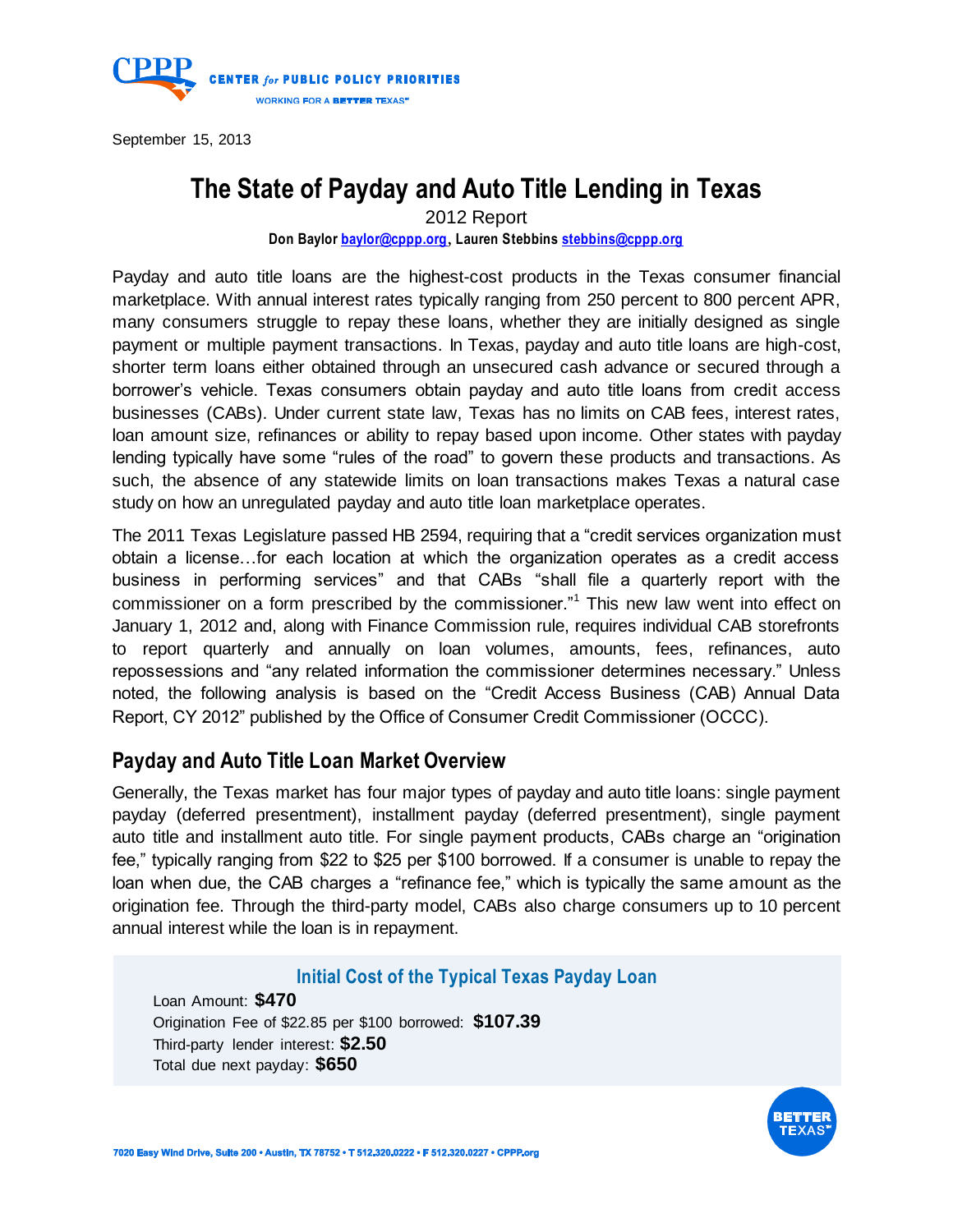September 15, 2013

# The State of Payday and Auto Title Lending in Texas

2012 Report

**Don Baylor baylor@cppp.org, Lauren Stebbins stebbins@cppp.org**

Payday and auto title loans are the highest-cost products in the Texas consumer financial marketplace. With annual interest rates typically ranging from 250 percent to 800 percent APR, many consumers struggle to repay these loans, whether they are initially designed as single payment or multiple payment transactions. In Texas, payday and auto title loans are high-cost, shorter term loans either obtained through an unsecured cash advance or secured through a borrower's vehicle. Texas consumers obtain payday and auto title loans from credit access businesses (CABs). Under current state law, Texas has no limits on CAB fees, interest rates, loan amount size, refinances or ability to repay based upon income. Other states with payday lending typically have some "rules of the road" to govern these products and transactions. As such, the absence of any statewide limits on loan transactions makes Texas a natural case study on how an unregulated payday and auto title loan marketplace operates.

The 2011 Texas Legislature passed HB 2594, requiring that a "credit services organization must obtain a license…for each location at which the organization operates as a credit access business in performing services" and that CABs "shall file a quarterly report with the commissioner on a form prescribed by the commissioner."[1] This new law went into effect on January 1, 2012 and, along with Finance Commission rule, requires individual CAB storefronts to report quarterly and annually on loan volumes, amounts, fees, refinances, auto repossessions and "any related information the commissioner determines necessary." Unless noted, the following analysis is based on the "Credit Access Business (CAB) Annual Data Report, CY 2012" published by the Office of Consumer Credit Commissioner (OCCC).

## Payday and Auto Title Loan Market Overview

Generally, the Texas market has four major types of payday and auto title loans: single payment payday (deferred presentment), installment payday (deferred presentment), single payment auto title and installment auto title. For single payment products, CABs charge an "origination fee," typically ranging from $22 to $25 per $100 borrowed. If a consumer is unable to repay the loan when due, the CAB charges a "refinance fee," which is typically the same amount as the origination fee. Through the third-party model, CABs also charge consumers up to 10 percent annual interest while the loan is in repayment.

### Initial Cost of the Typical Texas Payday Loan

Loan Amount: **$470**
Origination Fee of $22.85 per $100 borrowed: **$107.39**
Third-party lender interest: **$2.50**
Total due next payday: **$650**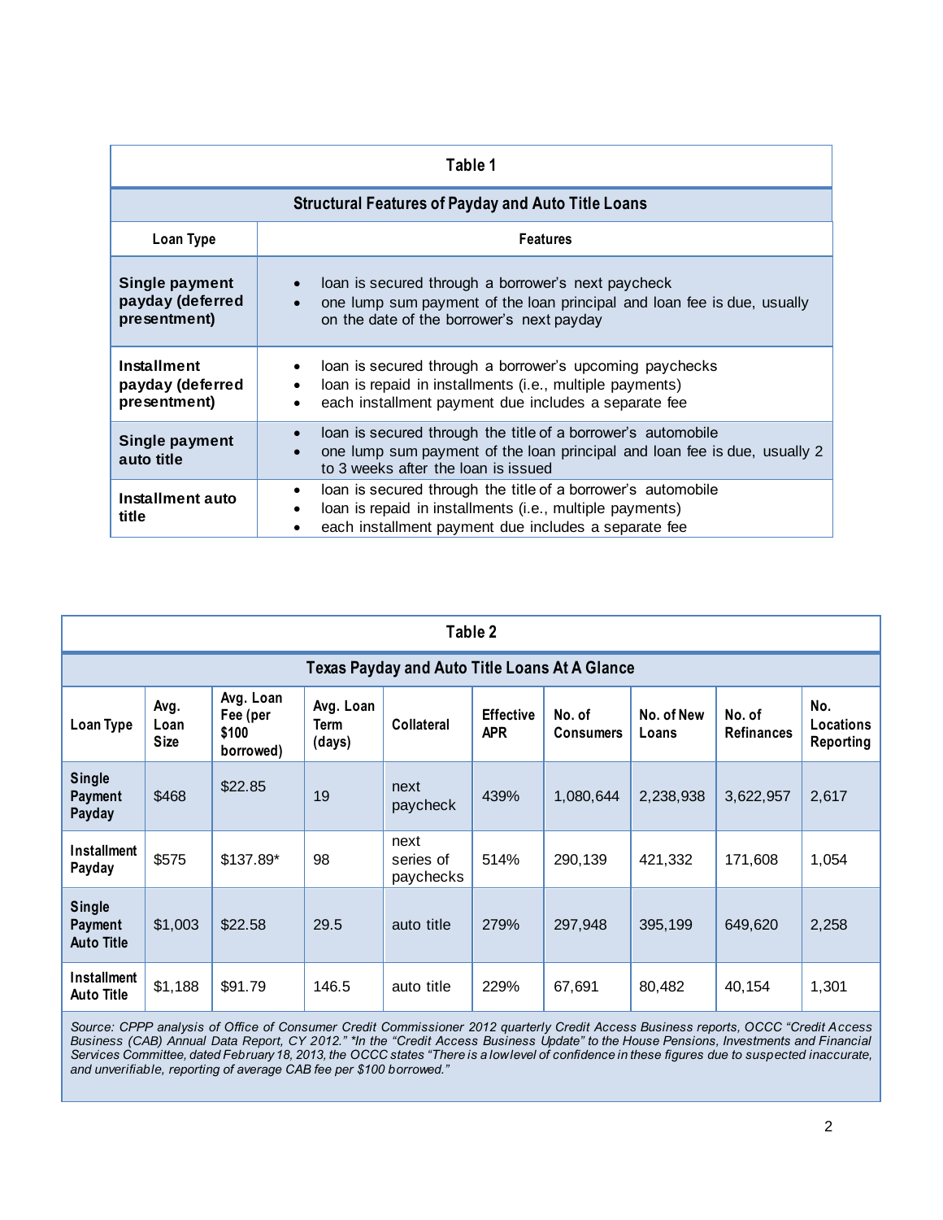**Table 1**

**Structural Features of Payday and Auto Title Loans**

| Loan Type | Features |
|---|---|
| **Single payment payday (deferred presentment)** | • loan is secured through a borrower's next paycheck<br>• one lump sum payment of the loan principal and loan fee is due, usually on the date of the borrower's next payday |
| **Installment payday (deferred presentment)** | • loan is secured through a borrower's upcoming paychecks<br>• loan is repaid in installments (i.e., multiple payments)<br>• each installment payment due includes a separate fee |
| **Single payment auto title** | • loan is secured through the title of a borrower's automobile<br>• one lump sum payment of the loan principal and loan fee is due, usually 2 to 3 weeks after the loan is issued |
| **Installment auto title** | • loan is secured through the title of a borrower's automobile<br>• loan is repaid in installments (i.e., multiple payments)<br>• each installment payment due includes a separate fee |

**Table 2**

**Texas Payday and Auto Title Loans At A Glance**

| Loan Type | Avg. Loan Size | Avg. Loan Fee (per $100 borrowed) | Avg. Loan Term (days) | Collateral | Effective APR | No. of Consumers | No. of New Loans | No. of Refinances | No. Locations Reporting |
|---|---|---|---|---|---|---|---|---|---|
| **Single Payment Payday** | $468 | $22.85 | 19 | next paycheck | 439% | 1,080,644 | 2,238,938 | 3,622,957 | 2,617 |
| **Installment Payday** | $575 | $137.89* | 98 | next series of paychecks | 514% | 290,139 | 421,332 | 171,608 | 1,054 |
| **Single Payment Auto Title** | $1,003 | $22.58 | 29.5 | auto title | 279% | 297,948 | 395,199 | 649,620 | 2,258 |
| **Installment Auto Title** | $1,188 | $91.79 | 146.5 | auto title | 229% | 67,691 | 80,482 | 40,154 | 1,301 |

*Source: CPPP analysis of Office of Consumer Credit Commissioner 2012 quarterly Credit Access Business reports, OCCC "Credit Access Business (CAB) Annual Data Report, CY 2012." *In the "Credit Access Business Update" to the House Pensions, Investments and Financial Services Committee, dated February 18, 2013, the OCCC states "There is a low level of confidence in these figures due to suspected inaccurate, and unverifiable, reporting of average CAB fee per $100 borrowed."*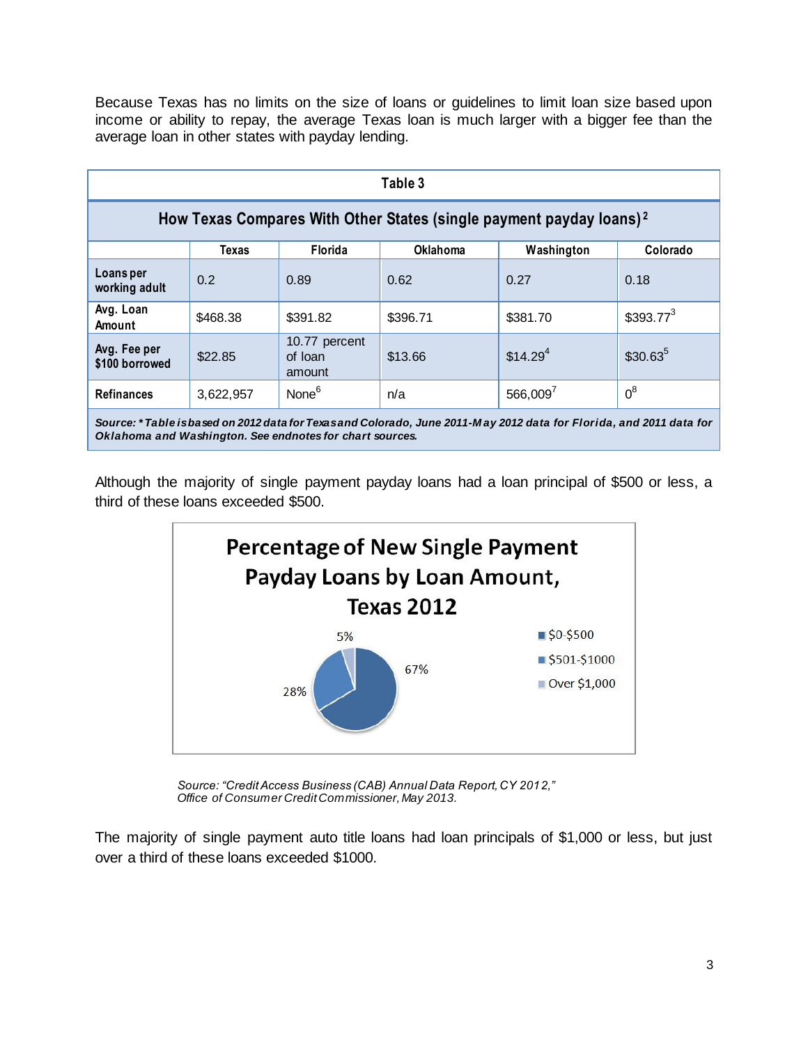Because Texas has no limits on the size of loans or guidelines to limit loan size based upon income or ability to repay, the average Texas loan is much larger with a bigger fee than the average loan in other states with payday lending.

| Table 3 | | | | | |
|---|---|---|---|---|---|
| **How Texas Compares With Other States (single payment payday loans)[2]** | | | | | |
| | **Texas** | **Florida** | **Oklahoma** | **Washington** | **Colorado** |
| **Loans per working adult** | 0.2 | 0.89 | 0.62 | 0.27 | 0.18 |
| **Avg. Loan Amount** | $468.38 | $391.82 | $396.71 | $381.70 | $393.77[3] |
| **Avg. Fee per $100 borrowed** | $22.85 | 10.77 percent of loan amount | $13.66 | $14.29[4] | $30.63[5] |
| **Refinances** | 3,622,957 | None[6] | n/a | 566,009[7] | 0[8] |

***Source: * Table is based on 2012 data for Texas and Colorado, June 2011-May 2012 data for Florida, and 2011 data for Oklahoma and Washington. See endnotes for chart sources.***

Although the majority of single payment payday loans had a loan principal of $500 or less, a third of these loans exceeded $500.

**Percentage of New Single Payment Payday Loans by Loan Amount, Texas 2012**

| Loan Amount | Percentage |
|---|---|
| $0-$500 | 67% |
| $501-$1000 | 28% |
| Over $1,000 | 5% |

*Source: "Credit Access Business (CAB) Annual Data Report, CY 2012," Office of Consumer Credit Commissioner, May 2013.*

The majority of single payment auto title loans had loan principals of $1,000 or less, but just over a third of these loans exceeded $1000.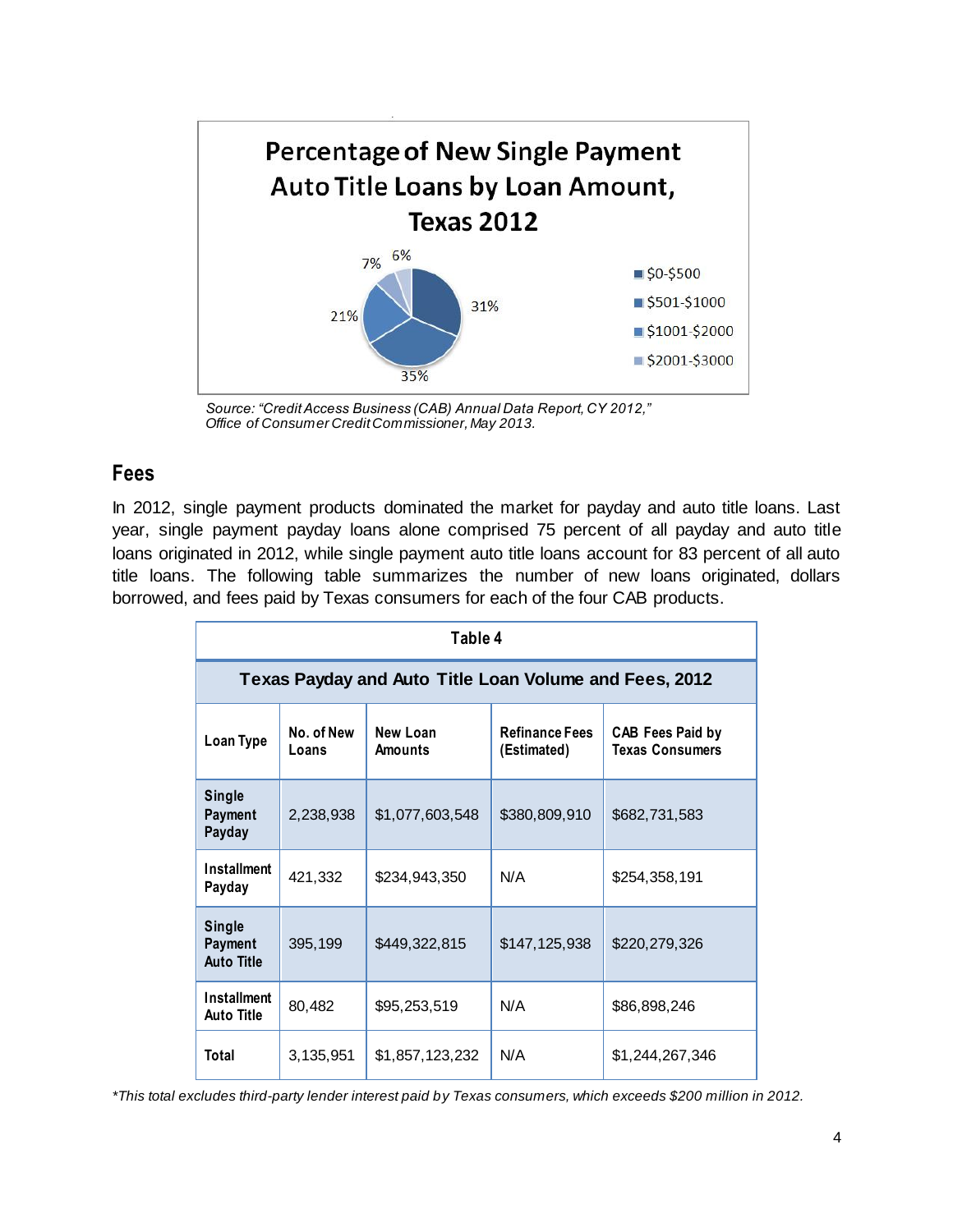## Percentage of New Single Payment Auto Title Loans by Loan Amount, Texas 2012

| Loan Amount | Percentage |
| --- | --- |
| $0-$500 | 31% |
| $501-$1000 | 35% |
| $1001-$2000 | 21% |
| $2001-$3000 | 7% |
| | 6% |

*Source: "Credit Access Business (CAB) Annual Data Report, CY 2012," Office of Consumer Credit Commissioner, May 2013.*

## Fees

In 2012, single payment products dominated the market for payday and auto title loans. Last year, single payment payday loans alone comprised 75 percent of all payday and auto title loans originated in 2012, while single payment auto title loans account for 83 percent of all auto title loans. The following table summarizes the number of new loans originated, dollars borrowed, and fees paid by Texas consumers for each of the four CAB products.

**Table 4**

**Texas Payday and Auto Title Loan Volume and Fees, 2012**

| Loan Type | No. of New Loans | New Loan Amounts | Refinance Fees (Estimated) | CAB Fees Paid by Texas Consumers |
| --- | --- | --- | --- | --- |
| **Single Payment Payday** | 2,238,938 | $1,077,603,548 | $380,809,910 | $682,731,583 |
| **Installment Payday** | 421,332 | $234,943,350 | N/A | $254,358,191 |
| **Single Payment Auto Title** | 395,199 | $449,322,815 | $147,125,938 | $220,279,326 |
| **Installment Auto Title** | 80,482 | $95,253,519 | N/A | $86,898,246 |
| **Total** | 3,135,951 | $1,857,123,232 | N/A | $1,244,267,346 |

*\*This total excludes third-party lender interest paid by Texas consumers, which exceeds $200 million in 2012.*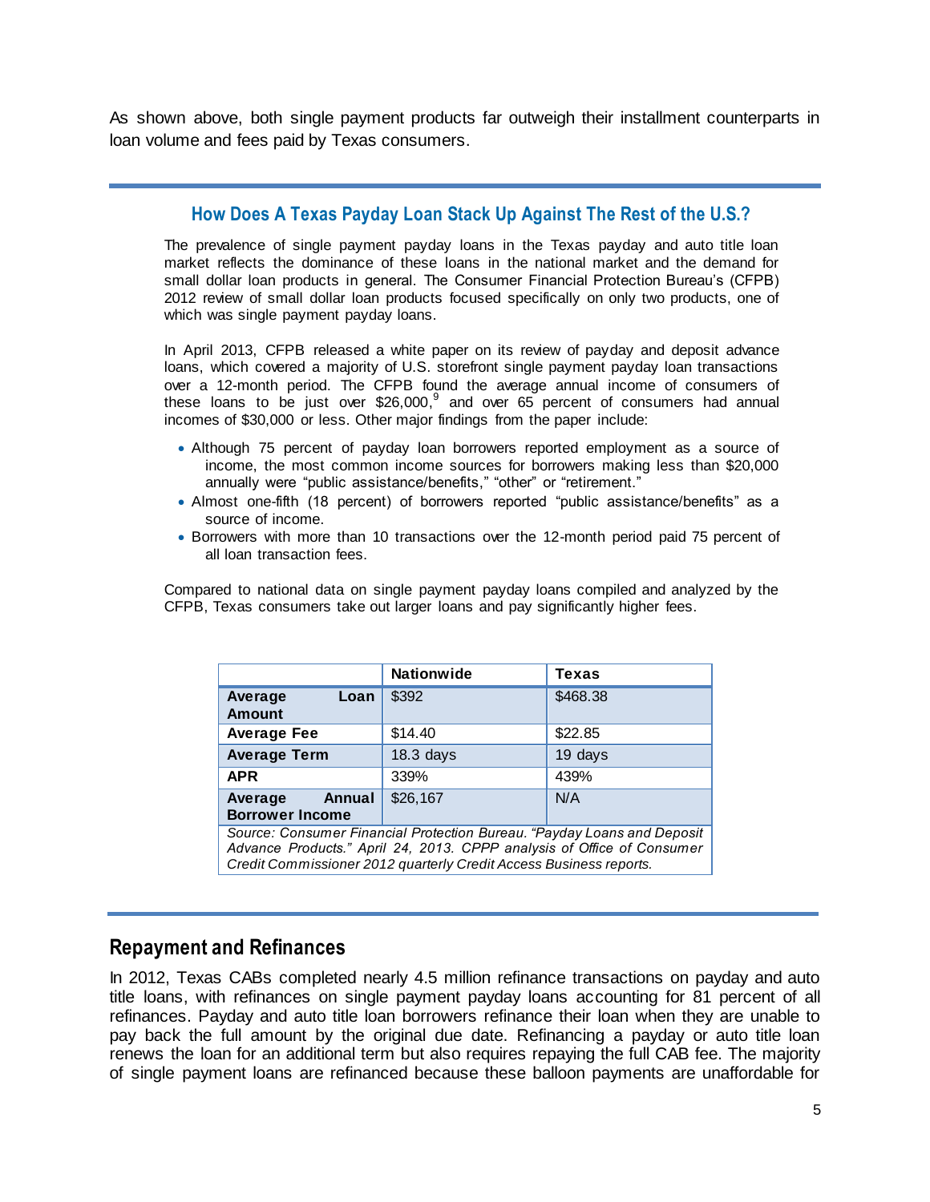As shown above, both single payment products far outweigh their installment counterparts in loan volume and fees paid by Texas consumers.

### How Does A Texas Payday Loan Stack Up Against The Rest of the U.S.?

The prevalence of single payment payday loans in the Texas payday and auto title loan market reflects the dominance of these loans in the national market and the demand for small dollar loan products in general. The Consumer Financial Protection Bureau's (CFPB) 2012 review of small dollar loan products focused specifically on only two products, one of which was single payment payday loans.

In April 2013, CFPB released a white paper on its review of payday and deposit advance loans, which covered a majority of U.S. storefront single payment payday loan transactions over a 12-month period. The CFPB found the average annual income of consumers of these loans to be just over $26,000,[9] and over 65 percent of consumers had annual incomes of $30,000 or less. Other major findings from the paper include:

- Although 75 percent of payday loan borrowers reported employment as a source of income, the most common income sources for borrowers making less than $20,000 annually were "public assistance/benefits," "other" or "retirement."
- Almost one-fifth (18 percent) of borrowers reported "public assistance/benefits" as a source of income.
- Borrowers with more than 10 transactions over the 12-month period paid 75 percent of all loan transaction fees.

Compared to national data on single payment payday loans compiled and analyzed by the CFPB, Texas consumers take out larger loans and pay significantly higher fees.

| | **Nationwide** | **Texas** |
|---|---|---|
| **Average Loan Amount** | $392 | $468.38 |
| **Average Fee** | $14.40 | $22.85 |
| **Average Term** | 18.3 days | 19 days |
| **APR** | 339% | 439% |
| **Average Annual Borrower Income** | $26,167 | N/A |

*Source: Consumer Financial Protection Bureau. "Payday Loans and Deposit Advance Products." April 24, 2013. CPPP analysis of Office of Consumer Credit Commissioner 2012 quarterly Credit Access Business reports.*

## Repayment and Refinances

In 2012, Texas CABs completed nearly 4.5 million refinance transactions on payday and auto title loans, with refinances on single payment payday loans accounting for 81 percent of all refinances. Payday and auto title loan borrowers refinance their loan when they are unable to pay back the full amount by the original due date. Refinancing a payday or auto title loan renews the loan for an additional term but also requires repaying the full CAB fee. The majority of single payment loans are refinanced because these balloon payments are unaffordable for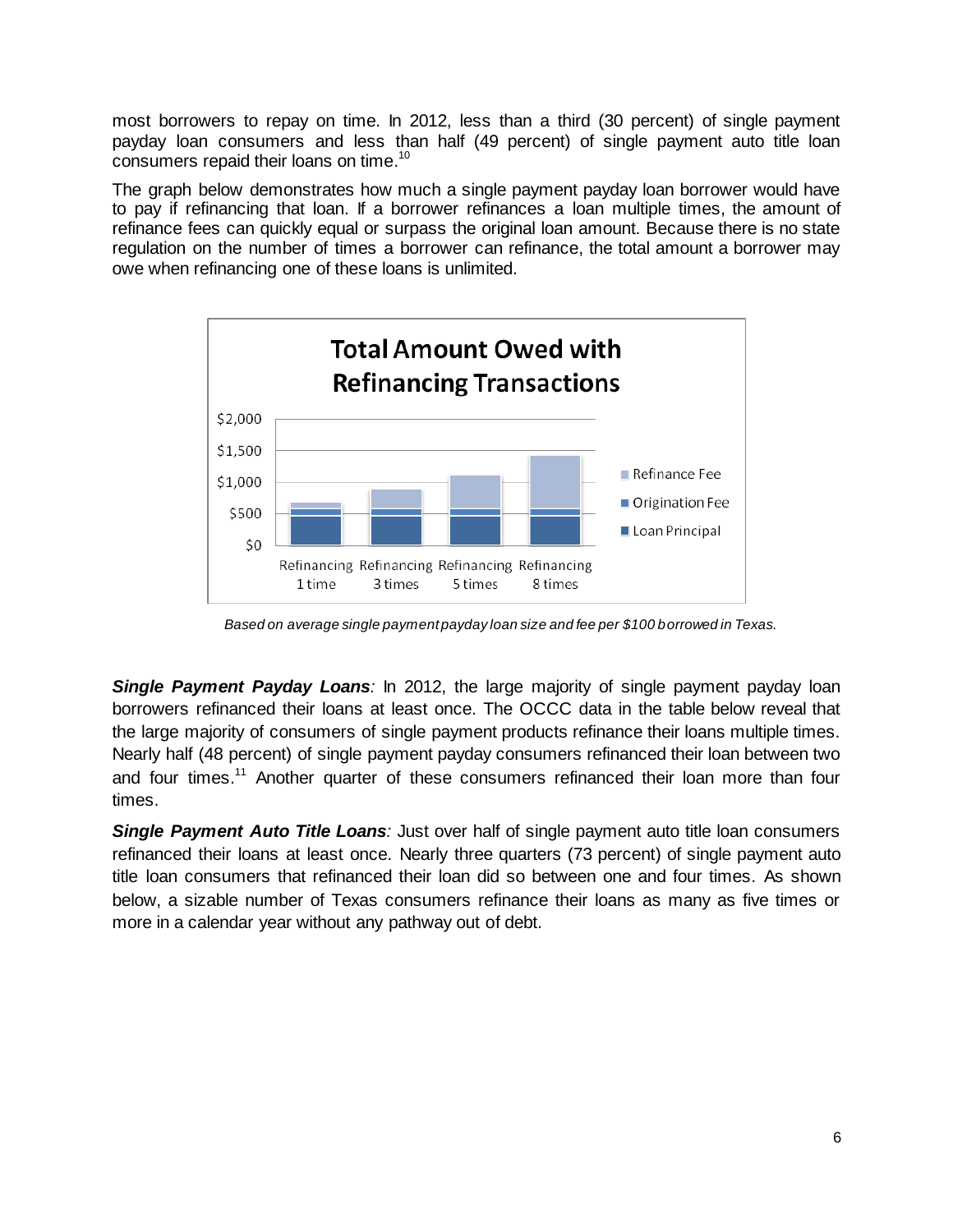most borrowers to repay on time. In 2012, less than a third (30 percent) of single payment payday loan consumers and less than half (49 percent) of single payment auto title loan consumers repaid their loans on time.[10]

The graph below demonstrates how much a single payment payday loan borrower would have to pay if refinancing that loan. If a borrower refinances a loan multiple times, the amount of refinance fees can quickly equal or surpass the original loan amount. Because there is no state regulation on the number of times a borrower can refinance, the total amount a borrower may owe when refinancing one of these loans is unlimited.

*Based on average single payment payday loan size and fee per $100 borrowed in Texas.*

***Single Payment Payday Loans****:* In 2012, the large majority of single payment payday loan borrowers refinanced their loans at least once. The OCCC data in the table below reveal that the large majority of consumers of single payment products refinance their loans multiple times. Nearly half (48 percent) of single payment payday consumers refinanced their loan between two and four times.[11] Another quarter of these consumers refinanced their loan more than four times.

***Single Payment Auto Title Loans****:* Just over half of single payment auto title loan consumers refinanced their loans at least once. Nearly three quarters (73 percent) of single payment auto title loan consumers that refinanced their loan did so between one and four times. As shown below, a sizable number of Texas consumers refinance their loans as many as five times or more in a calendar year without any pathway out of debt.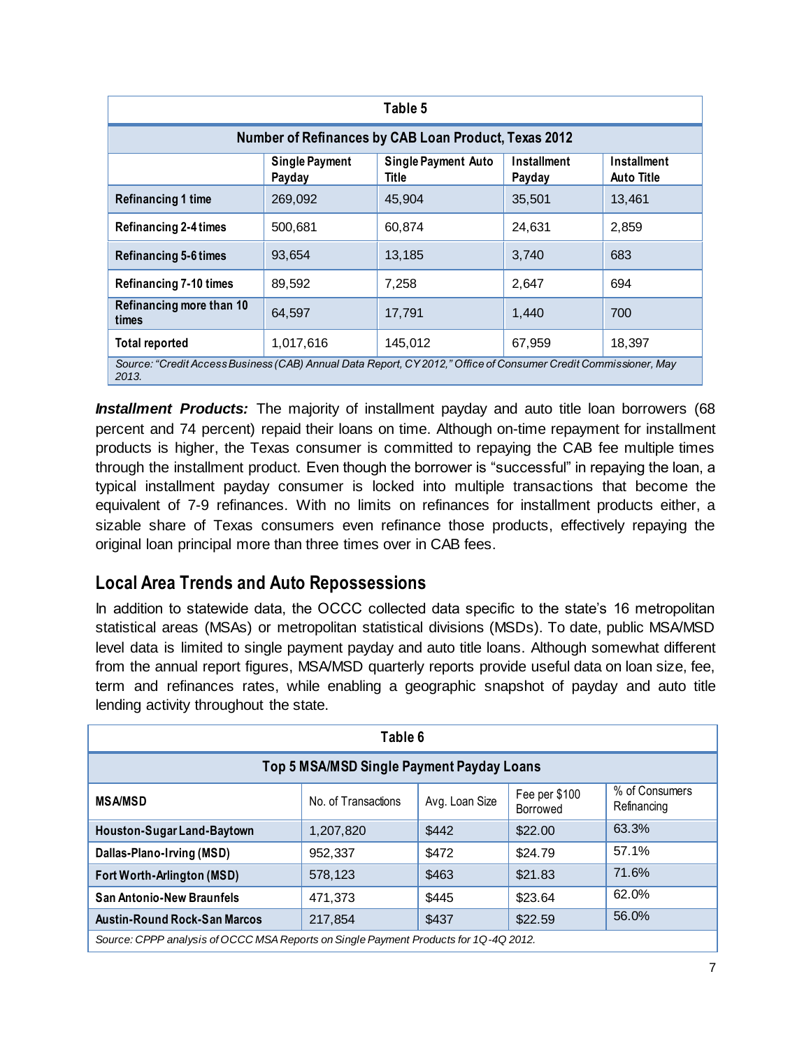| Table 5 | | | | |
|---|---|---|---|---|
| **Number of Refinances by CAB Loan Product, Texas 2012** | | | | |
| | **Single Payment Payday** | **Single Payment Auto Title** | **Installment Payday** | **Installment Auto Title** |
| **Refinancing 1 time** | 269,092 | 45,904 | 35,501 | 13,461 |
| **Refinancing 2-4 times** | 500,681 | 60,874 | 24,631 | 2,859 |
| **Refinancing 5-6 times** | 93,654 | 13,185 | 3,740 | 683 |
| **Refinancing 7-10 times** | 89,592 | 7,258 | 2,647 | 694 |
| **Refinancing more than 10 times** | 64,597 | 17,791 | 1,440 | 700 |
| **Total reported** | 1,017,616 | 145,012 | 67,959 | 18,397 |

*Source: "Credit Access Business (CAB) Annual Data Report, CY 2012," Office of Consumer Credit Commissioner, May 2013.*

***Installment Products:*** The majority of installment payday and auto title loan borrowers (68 percent and 74 percent) repaid their loans on time. Although on-time repayment for installment products is higher, the Texas consumer is committed to repaying the CAB fee multiple times through the installment product. Even though the borrower is "successful" in repaying the loan, a typical installment payday consumer is locked into multiple transactions that become the equivalent of 7-9 refinances. With no limits on refinances for installment products either, a sizable share of Texas consumers even refinance those products, effectively repaying the original loan principal more than three times over in CAB fees.

## Local Area Trends and Auto Repossessions

In addition to statewide data, the OCCC collected data specific to the state's 16 metropolitan statistical areas (MSAs) or metropolitan statistical divisions (MSDs). To date, public MSA/MSD level data is limited to single payment payday and auto title loans. Although somewhat different from the annual report figures, MSA/MSD quarterly reports provide useful data on loan size, fee, term and refinances rates, while enabling a geographic snapshot of payday and auto title lending activity throughout the state.

| Table 6 | | | | |
|---|---|---|---|---|
| **Top 5 MSA/MSD Single Payment Payday Loans** | | | | |
| **MSA/MSD** | No. of Transactions | Avg. Loan Size | Fee per $100 Borrowed | % of Consumers Refinancing |
| **Houston-Sugar Land-Baytown** | 1,207,820 | $442 | $22.00 | 63.3% |
| **Dallas-Plano-Irving (MSD)** | 952,337 | $472 | $24.79 | 57.1% |
| **Fort Worth-Arlington (MSD)** | 578,123 | $463 | $21.83 | 71.6% |
| **San Antonio-New Braunfels** | 471,373 | $445 | $23.64 | 62.0% |
| **Austin-Round Rock-San Marcos** | 217,854 | $437 | $22.59 | 56.0% |

*Source: CPPP analysis of OCCC MSA Reports on Single Payment Products for 1Q-4Q 2012.*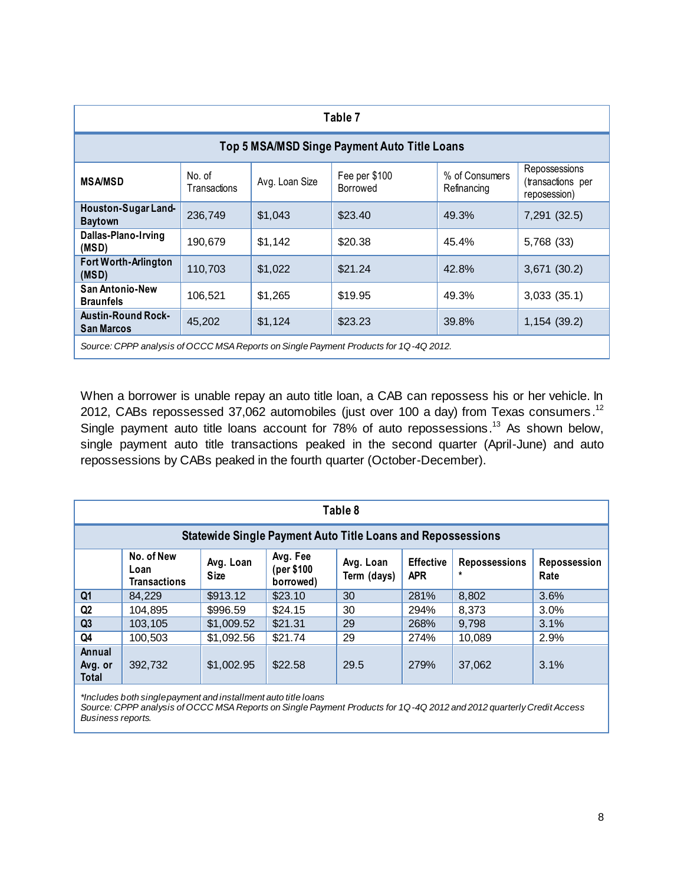| Table 7 | | | | | |
|---|---|---|---|---|---|
| **Top 5 MSA/MSD Singe Payment Auto Title Loans** | | | | | |
| **MSA/MSD** | No. of Transactions | Avg. Loan Size | Fee per $100 Borrowed | % of Consumers Refinancing | Repossessions (transactions per reposession) |
| **Houston-Sugar Land-Baytown** | 236,749 | $1,043 | $23.40 | 49.3% | 7,291 (32.5) |
| **Dallas-Plano-Irving (MSD)** | 190,679 | $1,142 | $20.38 | 45.4% | 5,768 (33) |
| **Fort Worth-Arlington (MSD)** | 110,703 | $1,022 | $21.24 | 42.8% | 3,671 (30.2) |
| **San Antonio-New Braunfels** | 106,521 | $1,265 | $19.95 | 49.3% | 3,033 (35.1) |
| **Austin-Round Rock-San Marcos** | 45,202 | $1,124 | $23.23 | 39.8% | 1,154 (39.2) |

*Source: CPPP analysis of OCCC MSA Reports on Single Payment Products for 1Q-4Q 2012.*

When a borrower is unable repay an auto title loan, a CAB can repossess his or her vehicle. In 2012, CABs repossessed 37,062 automobiles (just over 100 a day) from Texas consumers.[12] Single payment auto title loans account for 78% of auto repossessions.[13] As shown below, single payment auto title transactions peaked in the second quarter (April-June) and auto repossessions by CABs peaked in the fourth quarter (October-December).

| Table 8 | | | | | | | |
|---|---|---|---|---|---|---|---|
| **Statewide Single Payment Auto Title Loans and Repossessions** | | | | | | | |
| | **No. of New Loan Transactions** | **Avg. Loan Size** | **Avg. Fee (per $100 borrowed)** | **Avg. Loan Term (days)** | **Effective APR** | **Repossessions *** | **Repossession Rate** |
| **Q1** | 84,229 | $913.12 | $23.10 | 30 | 281% | 8,802 | 3.6% |
| **Q2** | 104,895 | $996.59 | $24.15 | 30 | 294% | 8,373 | 3.0% |
| **Q3** | 103,105 | $1,009.52 | $21.31 | 29 | 268% | 9,798 | 3.1% |
| **Q4** | 100,503 | $1,092.56 | $21.74 | 29 | 274% | 10,089 | 2.9% |
| **Annual Avg. or Total** | 392,732 | $1,002.95 | $22.58 | 29.5 | 279% | 37,062 | 3.1% |

*\*Includes both single payment and installment auto title loans*
*Source: CPPP analysis of OCCC MSA Reports on Single Payment Products for 1Q-4Q 2012 and 2012 quarterly Credit Access Business reports.*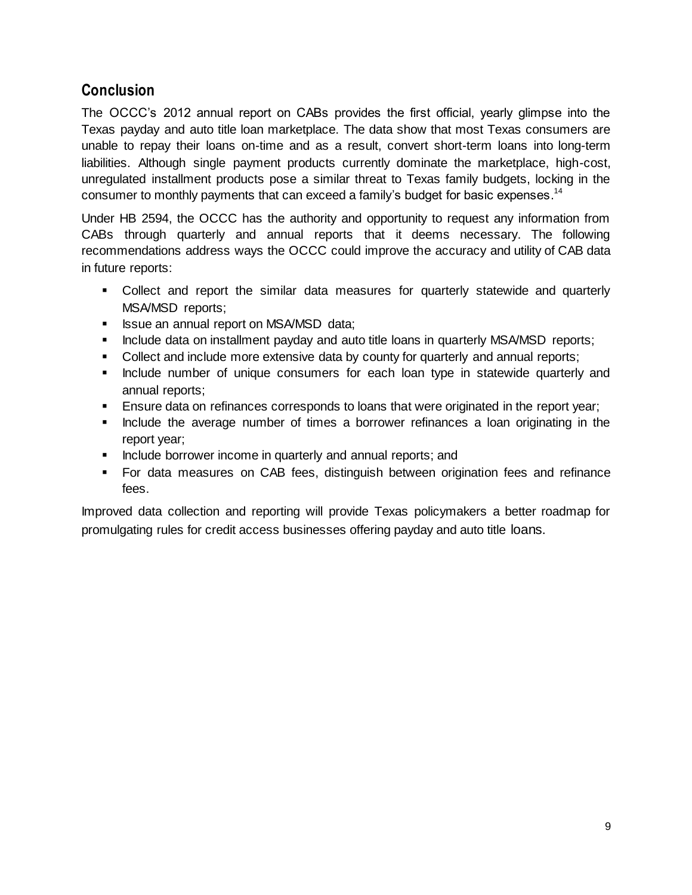## Conclusion

The OCCC's 2012 annual report on CABs provides the first official, yearly glimpse into the Texas payday and auto title loan marketplace. The data show that most Texas consumers are unable to repay their loans on-time and as a result, convert short-term loans into long-term liabilities. Although single payment products currently dominate the marketplace, high-cost, unregulated installment products pose a similar threat to Texas family budgets, locking in the consumer to monthly payments that can exceed a family's budget for basic expenses.[14]

Under HB 2594, the OCCC has the authority and opportunity to request any information from CABs through quarterly and annual reports that it deems necessary. The following recommendations address ways the OCCC could improve the accuracy and utility of CAB data in future reports:

- Collect and report the similar data measures for quarterly statewide and quarterly MSA/MSD reports;
- Issue an annual report on MSA/MSD data;
- Include data on installment payday and auto title loans in quarterly MSA/MSD reports;
- Collect and include more extensive data by county for quarterly and annual reports;
- Include number of unique consumers for each loan type in statewide quarterly and annual reports;
- Ensure data on refinances corresponds to loans that were originated in the report year;
- Include the average number of times a borrower refinances a loan originating in the report year;
- Include borrower income in quarterly and annual reports; and
- For data measures on CAB fees, distinguish between origination fees and refinance fees.

Improved data collection and reporting will provide Texas policymakers a better roadmap for promulgating rules for credit access businesses offering payday and auto title loans.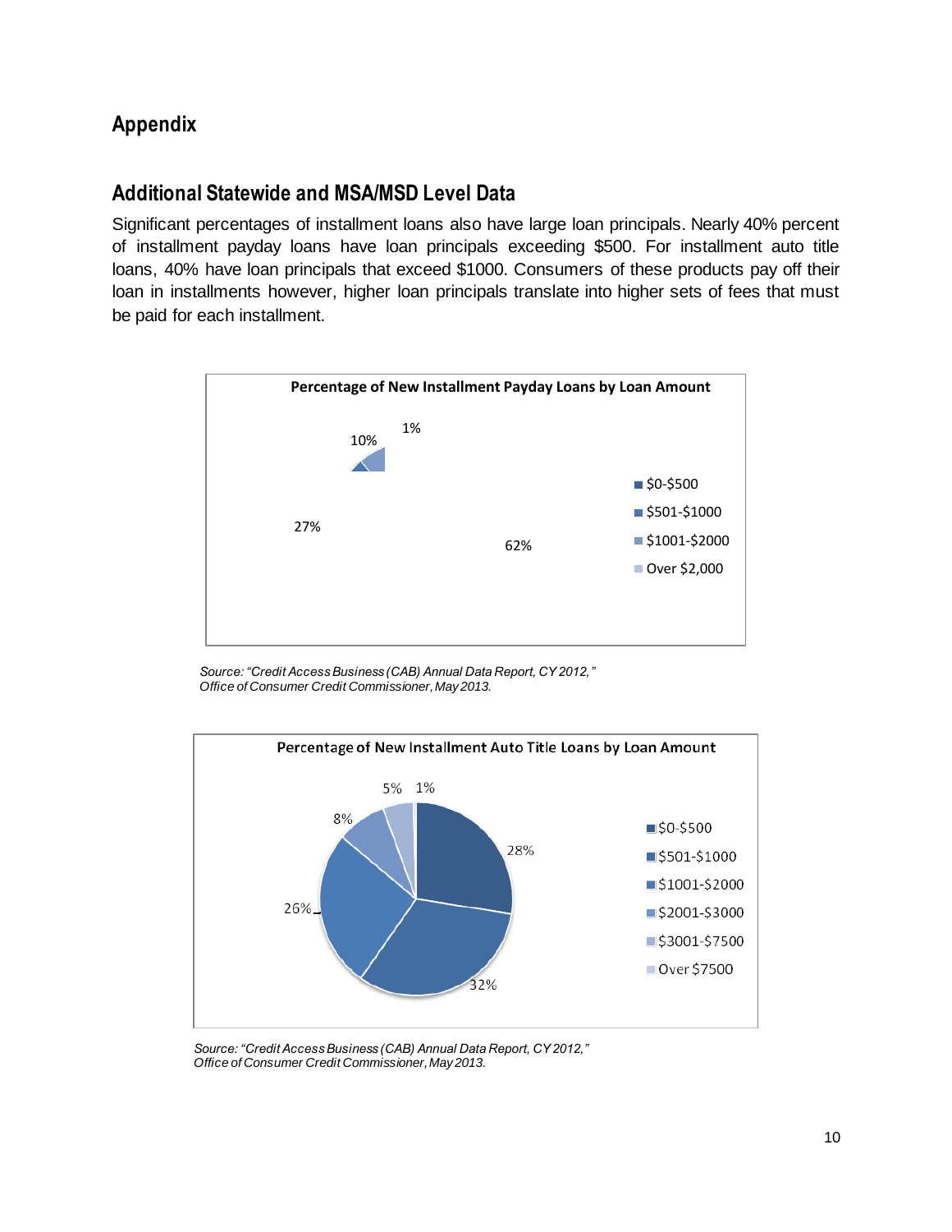# Appendix

## Additional Statewide and MSA/MSD Level Data

Significant percentages of installment loans also have large loan principals. Nearly 40% percent of installment payday loans have loan principals exceeding $500. For installment auto title loans, 40% have loan principals that exceed $1000. Consumers of these products pay off their loan in installments however, higher loan principals translate into higher sets of fees that must be paid for each installment.

**Percentage of New Installment Payday Loans by Loan Amount**

| Loan Amount | Percentage |
| --- | --- |
| $0-$500 | 62% |
| $501-$1000 | 27% |
| $1001-$2000 | 10% |
| Over $2,000 | 1% |

*Source: "Credit Access Business (CAB) Annual Data Report, CY 2012," Office of Consumer Credit Commissioner, May 2013.*

**Percentage of New Installment Auto Title Loans by Loan Amount**

| Loan Amount | Percentage |
| --- | --- |
| $0-$500 | 28% |
| $501-$1000 | 32% |
| $1001-$2000 | 26% |
| $2001-$3000 | 8% |
| $3001-$7500 | 5% |
| Over $7500 | 1% |

*Source: "Credit Access Business (CAB) Annual Data Report, CY 2012," Office of Consumer Credit Commissioner, May 2013.*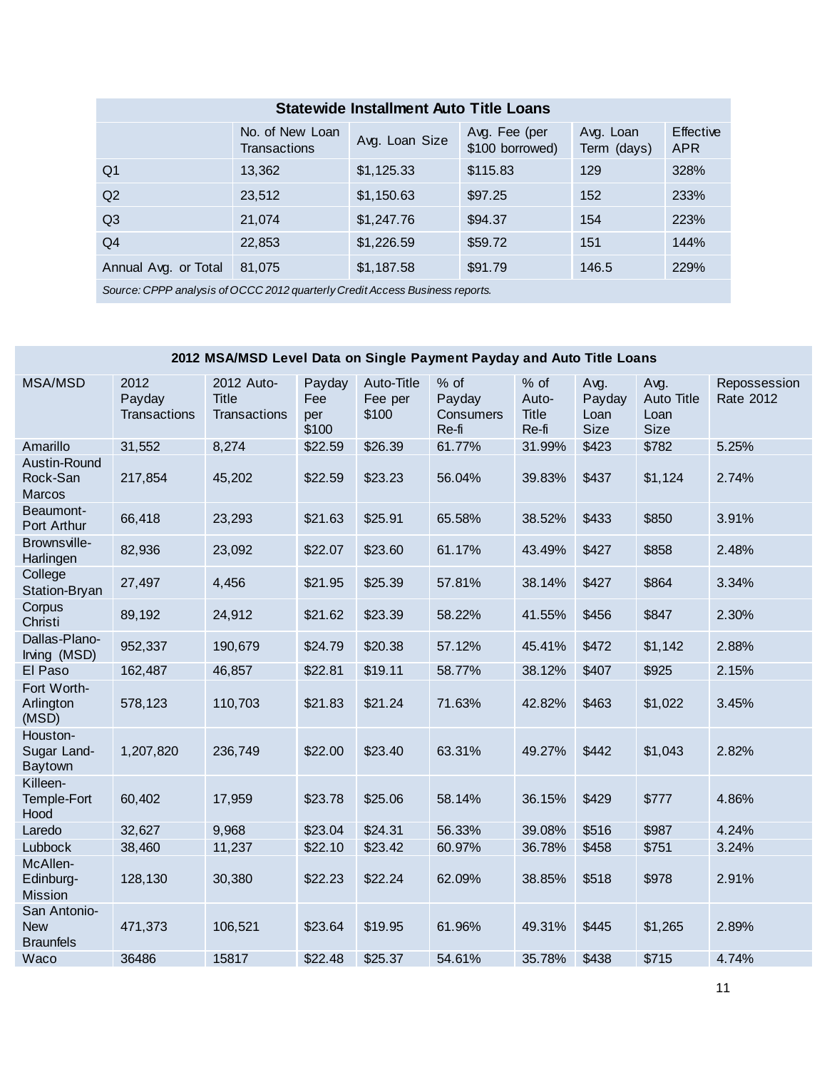| Statewide Installment Auto Title Loans | | | | | |
|---|---|---|---|---|---|
| | No. of New Loan Transactions | Avg. Loan Size | Avg. Fee (per $100 borrowed) | Avg. Loan Term (days) | Effective APR |
| Q1 | 13,362 | $1,125.33 | $115.83 | 129 | 328% |
| Q2 | 23,512 | $1,150.63 | $97.25 | 152 | 233% |
| Q3 | 21,074 | $1,247.76 | $94.37 | 154 | 223% |
| Q4 | 22,853 | $1,226.59 | $59.72 | 151 | 144% |
| Annual Avg. or Total | 81,075 | $1,187.58 | $91.79 | 146.5 | 229% |

*Source: CPPP analysis of OCCC 2012 quarterly Credit Access Business reports.*

| 2012 MSA/MSD Level Data on Single Payment Payday and Auto Title Loans | | | | | | | | | |
|---|---|---|---|---|---|---|---|---|---|
| MSA/MSD | 2012 Payday Transactions | 2012 Auto-Title Transactions | Payday Fee per $100 | Auto-Title Fee per $100 | % of Payday Consumers Re-fi | % of Auto-Title Re-fi | Avg. Payday Loan Size | Avg. Auto Title Loan Size | Repossession Rate 2012 |
| Amarillo | 31,552 | 8,274 | $22.59 | $26.39 | 61.77% | 31.99% | $423 | $782 | 5.25% |
| Austin-Round Rock-San Marcos | 217,854 | 45,202 | $22.59 | $23.23 | 56.04% | 39.83% | $437 | $1,124 | 2.74% |
| Beaumont-Port Arthur | 66,418 | 23,293 | $21.63 | $25.91 | 65.58% | 38.52% | $433 | $850 | 3.91% |
| Brownsville-Harlingen | 82,936 | 23,092 | $22.07 | $23.60 | 61.17% | 43.49% | $427 | $858 | 2.48% |
| College Station-Bryan | 27,497 | 4,456 | $21.95 | $25.39 | 57.81% | 38.14% | $427 | $864 | 3.34% |
| Corpus Christi | 89,192 | 24,912 | $21.62 | $23.39 | 58.22% | 41.55% | $456 | $847 | 2.30% |
| Dallas-Plano-Irving (MSD) | 952,337 | 190,679 | $24.79 | $20.38 | 57.12% | 45.41% | $472 | $1,142 | 2.88% |
| El Paso | 162,487 | 46,857 | $22.81 | $19.11 | 58.77% | 38.12% | $407 | $925 | 2.15% |
| Fort Worth-Arlington (MSD) | 578,123 | 110,703 | $21.83 | $21.24 | 71.63% | 42.82% | $463 | $1,022 | 3.45% |
| Houston-Sugar Land-Baytown | 1,207,820 | 236,749 | $22.00 | $23.40 | 63.31% | 49.27% | $442 | $1,043 | 2.82% |
| Killeen-Temple-Fort Hood | 60,402 | 17,959 | $23.78 | $25.06 | 58.14% | 36.15% | $429 | $777 | 4.86% |
| Laredo | 32,627 | 9,968 | $23.04 | $24.31 | 56.33% | 39.08% | $516 | $987 | 4.24% |
| Lubbock | 38,460 | 11,237 | $22.10 | $23.42 | 60.97% | 36.78% | $458 | $751 | 3.24% |
| McAllen-Edinburg-Mission | 128,130 | 30,380 | $22.23 | $22.24 | 62.09% | 38.85% | $518 | $978 | 2.91% |
| San Antonio-New Braunfels | 471,373 | 106,521 | $23.64 | $19.95 | 61.96% | 49.31% | $445 | $1,265 | 2.89% |
| Waco | 36486 | 15817 | $22.48 | $25.37 | 54.61% | 35.78% | $438 | $715 | 4.74% |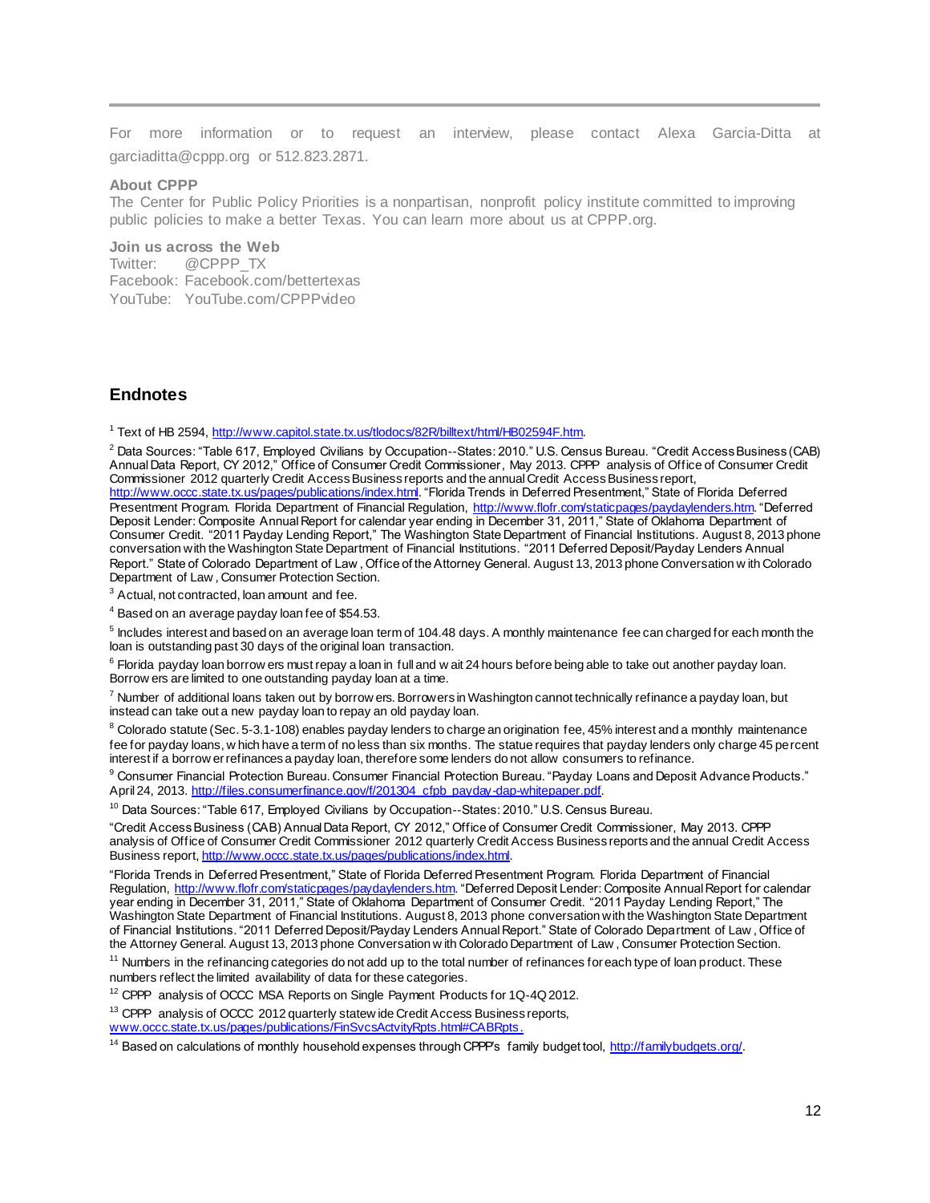For more information or to request an interview, please contact Alexa Garcia-Ditta at garciaditta@cppp.org or 512.823.2871.

**About CPPP**
The Center for Public Policy Priorities is a nonpartisan, nonprofit policy institute committed to improving public policies to make a better Texas. You can learn more about us at CPPP.org.

**Join us across the Web**
Twitter: @CPPP_TX
Facebook: Facebook.com/bettertexas
YouTube: YouTube.com/CPPPvideo

## Endnotes

[1] Text of HB 2594, http://www.capitol.state.tx.us/tlodocs/82R/billtext/html/HB02594F.htm.

[2] Data Sources: "Table 617, Employed Civilians by Occupation--States: 2010." U.S. Census Bureau. "Credit Access Business (CAB) Annual Data Report, CY 2012," Office of Consumer Credit Commissioner, May 2013. CPPP analysis of Office of Consumer Credit Commissioner 2012 quarterly Credit Access Business reports and the annual Credit Access Business report, http://www.occc.state.tx.us/pages/publications/index.html. "Florida Trends in Deferred Presentment," State of Florida Deferred Presentment Program. Florida Department of Financial Regulation, http://www.flofr.com/staticpages/paydaylenders.htm. "Deferred Deposit Lender: Composite Annual Report for calendar year ending in December 31, 2011," State of Oklahoma Department of Consumer Credit. "2011 Payday Lending Report," The Washington State Department of Financial Institutions. August 8, 2013 phone conversation with the Washington State Department of Financial Institutions. "2011 Deferred Deposit/Payday Lenders Annual Report." State of Colorado Department of Law, Office of the Attorney General. August 13, 2013 phone Conversation with Colorado Department of Law, Consumer Protection Section.

[3] Actual, not contracted, loan amount and fee.

[4] Based on an average payday loan fee of $54.53.

[5] Includes interest and based on an average loan term of 104.48 days. A monthly maintenance fee can charged for each month the loan is outstanding past 30 days of the original loan transaction.

[6] Florida payday loan borrowers must repay a loan in full and wait 24 hours before being able to take out another payday loan. Borrowers are limited to one outstanding payday loan at a time.

[7] Number of additional loans taken out by borrowers. Borrowers in Washington cannot technically refinance a payday loan, but instead can take out a new payday loan to repay an old payday loan.

[8] Colorado statute (Sec. 5-3.1-108) enables payday lenders to charge an origination fee, 45% interest and a monthly maintenance fee for payday loans, which have a term of no less than six months. The statue requires that payday lenders only charge 45 percent interest if a borrower refinances a payday loan, therefore some lenders do not allow consumers to refinance.

[9] Consumer Financial Protection Bureau. Consumer Financial Protection Bureau. "Payday Loans and Deposit Advance Products." April 24, 2013. http://files.consumerfinance.gov/f/201304_cfpb_payday-dap-whitepaper.pdf.

[10] Data Sources: "Table 617, Employed Civilians by Occupation--States: 2010." U.S. Census Bureau.

"Credit Access Business (CAB) Annual Data Report, CY 2012," Office of Consumer Credit Commissioner, May 2013. CPPP analysis of Office of Consumer Credit Commissioner 2012 quarterly Credit Access Business reports and the annual Credit Access Business report, http://www.occc.state.tx.us/pages/publications/index.html.

"Florida Trends in Deferred Presentment," State of Florida Deferred Presentment Program. Florida Department of Financial Regulation, http://www.flofr.com/staticpages/paydaylenders.htm. "Deferred Deposit Lender: Composite Annual Report for calendar year ending in December 31, 2011," State of Oklahoma Department of Consumer Credit. "2011 Payday Lending Report," The Washington State Department of Financial Institutions. August 8, 2013 phone conversation with the Washington State Department of Financial Institutions. "2011 Deferred Deposit/Payday Lenders Annual Report." State of Colorado Department of Law, Office of the Attorney General. August 13, 2013 phone Conversation with Colorado Department of Law, Consumer Protection Section.

[11] Numbers in the refinancing categories do not add up to the total number of refinances for each type of loan product. These numbers reflect the limited availability of data for these categories.

[12] CPPP analysis of OCCC MSA Reports on Single Payment Products for 1Q-4Q 2012.

[13] CPPP analysis of OCCC 2012 quarterly statewide Credit Access Business reports, www.occc.state.tx.us/pages/publications/FinSvcsActvityRpts.html#CABRpts.

[14] Based on calculations of monthly household expenses through CPPP's family budget tool, http://familybudgets.org/.